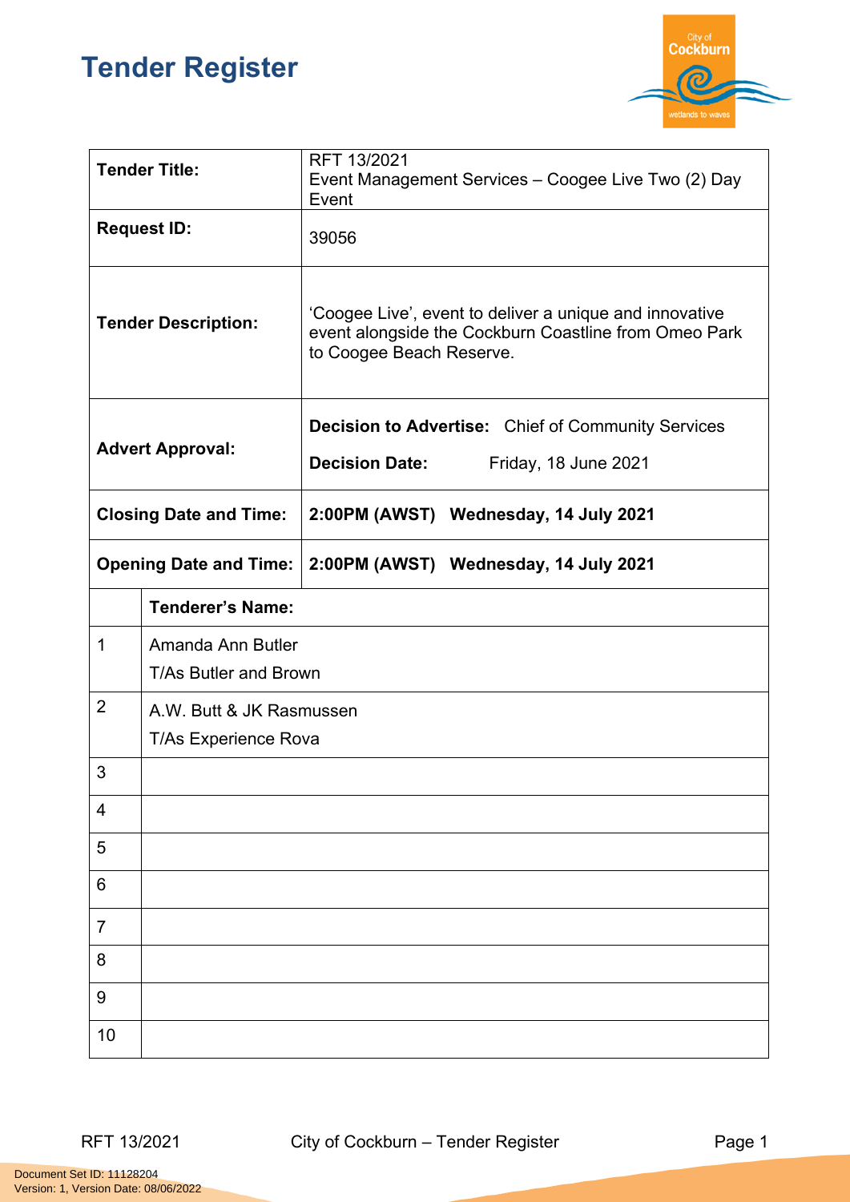# Tender Register

| | |
|---|---|
| **Tender Title:** | RFT 13/2021<br>Event Management Services – Coogee Live Two (2) Day Event |
| **Request ID:** | 39056 |
| **Tender Description:** | 'Coogee Live', event to deliver a unique and innovative event alongside the Cockburn Coastline from Omeo Park to Coogee Beach Reserve. |
| **Advert Approval:** | **Decision to Advertise:** Chief of Community Services<br>**Decision Date:** Friday, 18 June 2021 |
| **Closing Date and Time:** | **2:00PM (AWST) Wednesday, 14 July 2021** |
| **Opening Date and Time:** | **2:00PM (AWST) Wednesday, 14 July 2021** |

| | **Tenderer's Name:** |
|---|---|
| 1 | Amanda Ann Butler<br>T/As Butler and Brown |
| 2 | A.W. Butt & JK Rasmussen<br>T/As Experience Rova |
| 3 | |
| 4 | |
| 5 | |
| 6 | |
| 7 | |
| 8 | |
| 9 | |
| 10 | |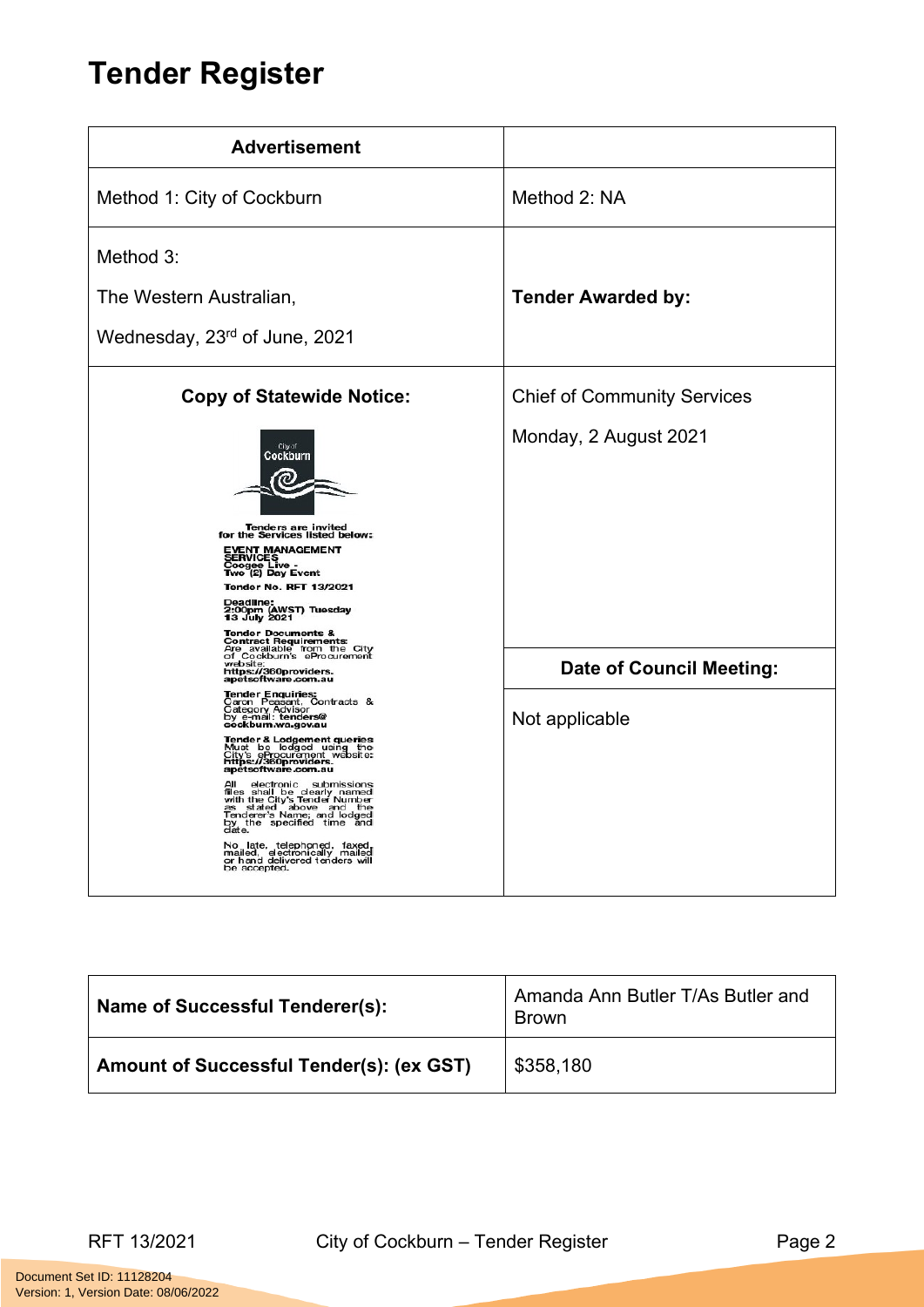# Tender Register

| Advertisement | |
|---|---|
| Method 1: City of Cockburn | Method 2: NA |
| Method 3:<br><br>The Western Australian,<br><br>Wednesday, 23rd of June, 2021 | **Tender Awarded by:** |
| **Copy of Statewide Notice:**<br><br>City of Cockburn<br><br>Tenders are invited for the Services listed below:<br><br>**EVENT MANAGEMENT SERVICES Coogee Live - Two (2) Day Event**<br><br>**Tender No. RFT 13/2021**<br><br>**Deadline: 2:00pm (AWST) Tuesday 13 July 2021**<br><br>**Tender Documents & Contract Requirements:** Are available from the City of Cockburn's eProcurement website: **https://360providers.apetsoftware.com.au**<br><br>**Tender Enquiries:** Caron Peasant, Contracts & Category Advisor by e-mail: **tenders@cockburn.wa.gov.au**<br><br>**Tender & Lodgement queries** Must be lodged using the City's eProcurement website: **https://360providers.apetsoftware.com.au**<br><br>All electronic submissions files shall be clearly named with the City's Tender Number as stated above and the Tenderer's Name; and lodged by the specified time and date.<br><br>No late, telephoned, faxed, mailed, electronically mailed or hand delivered tenders will be accepted. | Chief of Community Services<br><br>Monday, 2 August 2021<br><br>**Date of Council Meeting:**<br><br>Not applicable |

| | |
|---|---|
| **Name of Successful Tenderer(s):** | Amanda Ann Butler T/As Butler and Brown |
| **Amount of Successful Tender(s): (ex GST)** | $358,180 |